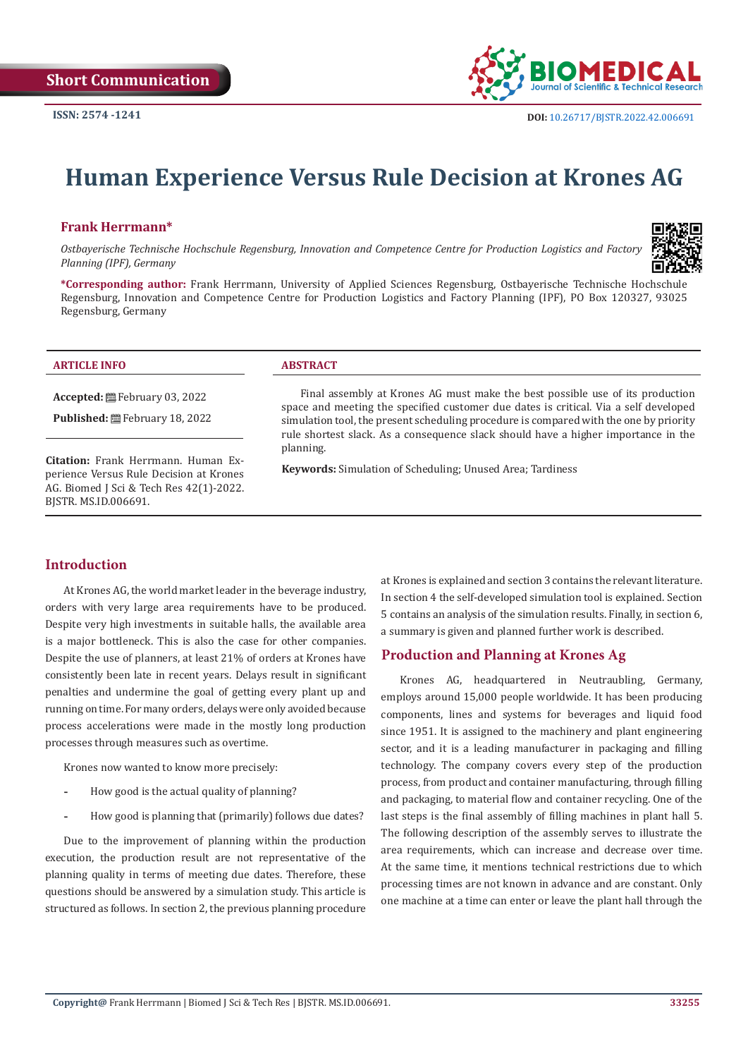Short Communication

ISSN: 2574 -1241

DOI: 10.26717/BJSTR.2022.42.006691

# Human Experience Versus Rule Decision at Krones AG

**Frank Herrmann***

*Ostbayerische Technische Hochschule Regensburg, Innovation and Competence Centre for Production Logistics and Factory Planning (IPF), Germany*

**\*Corresponding author:** Frank Herrmann, University of Applied Sciences Regensburg, Ostbayerische Technische Hochschule Regensburg, Innovation and Competence Centre for Production Logistics and Factory Planning (IPF), PO Box 120327, 93025 Regensburg, Germany

**ARTICLE INFO**

**Accepted:** February 03, 2022

**Published:** February 18, 2022

**Citation:** Frank Herrmann. Human Experience Versus Rule Decision at Krones AG. Biomed J Sci & Tech Res 42(1)-2022. BJSTR. MS.ID.006691.

**ABSTRACT**

Final assembly at Krones AG must make the best possible use of its production space and meeting the specified customer due dates is critical. Via a self developed simulation tool, the present scheduling procedure is compared with the one by priority rule shortest slack. As a consequence slack should have a higher importance in the planning.

**Keywords:** Simulation of Scheduling; Unused Area; Tardiness

## Introduction

At Krones AG, the world market leader in the beverage industry, orders with very large area requirements have to be produced. Despite very high investments in suitable halls, the available area is a major bottleneck. This is also the case for other companies. Despite the use of planners, at least 21% of orders at Krones have consistently been late in recent years. Delays result in significant penalties and undermine the goal of getting every plant up and running on time. For many orders, delays were only avoided because process accelerations were made in the mostly long production processes through measures such as overtime.

Krones now wanted to know more precisely:

- How good is the actual quality of planning?
- How good is planning that (primarily) follows due dates?

Due to the improvement of planning within the production execution, the production result are not representative of the planning quality in terms of meeting due dates. Therefore, these questions should be answered by a simulation study. This article is structured as follows. In section 2, the previous planning procedure at Krones is explained and section 3 contains the relevant literature. In section 4 the self-developed simulation tool is explained. Section 5 contains an analysis of the simulation results. Finally, in section 6, a summary is given and planned further work is described.

## Production and Planning at Krones Ag

Krones AG, headquartered in Neutraubling, Germany, employs around 15,000 people worldwide. It has been producing components, lines and systems for beverages and liquid food since 1951. It is assigned to the machinery and plant engineering sector, and it is a leading manufacturer in packaging and filling technology. The company covers every step of the production process, from product and container manufacturing, through filling and packaging, to material flow and container recycling. One of the last steps is the final assembly of filling machines in plant hall 5. The following description of the assembly serves to illustrate the area requirements, which can increase and decrease over time. At the same time, it mentions technical restrictions due to which processing times are not known in advance and are constant. Only one machine at a time can enter or leave the plant hall through the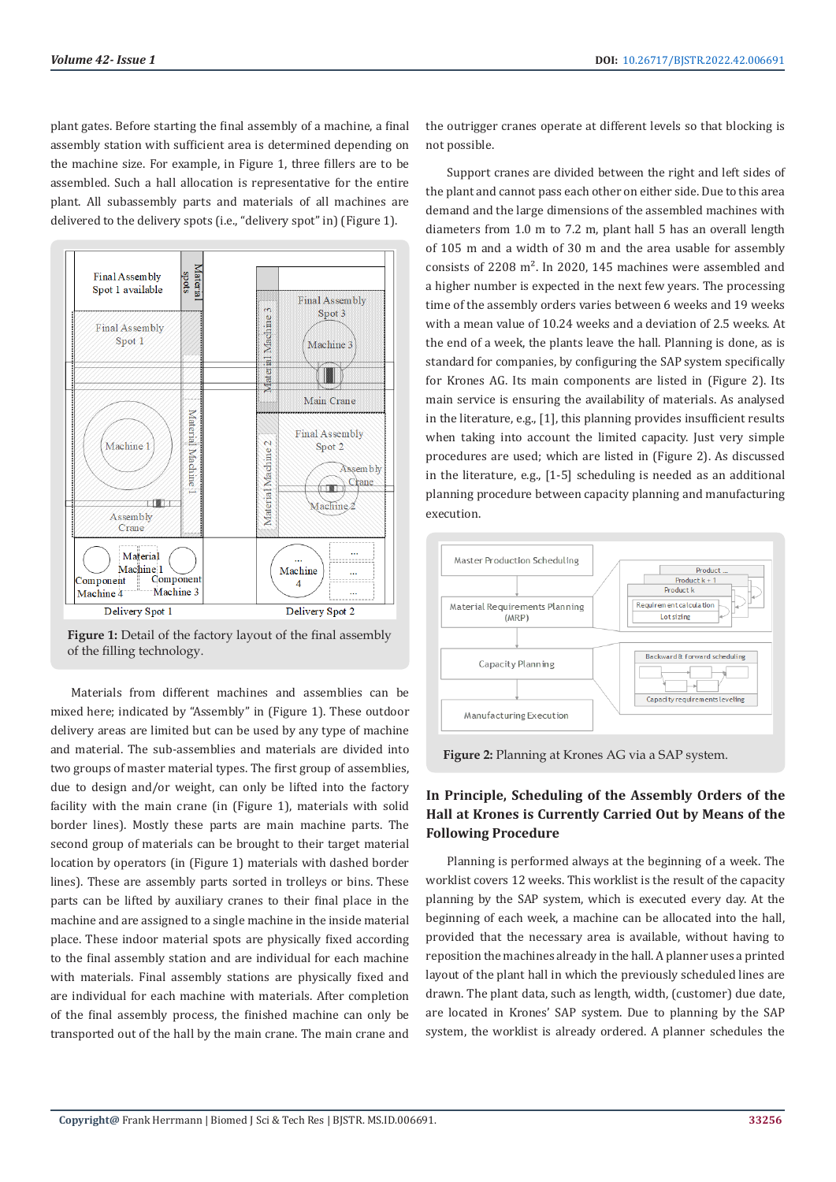plant gates. Before starting the final assembly of a machine, a final assembly station with sufficient area is determined depending on the machine size. For example, in Figure 1, three fillers are to be assembled. Such a hall allocation is representative for the entire plant. All subassembly parts and materials of all machines are delivered to the delivery spots (i.e., "delivery spot" in) (Figure 1).

**Figure 1:** Detail of the factory layout of the final assembly of the filling technology.

Materials from different machines and assemblies can be mixed here; indicated by "Assembly" in (Figure 1). These outdoor delivery areas are limited but can be used by any type of machine and material. The sub-assemblies and materials are divided into two groups of master material types. The first group of assemblies, due to design and/or weight, can only be lifted into the factory facility with the main crane (in (Figure 1), materials with solid border lines). Mostly these parts are main machine parts. The second group of materials can be brought to their target material location by operators (in (Figure 1) materials with dashed border lines). These are assembly parts sorted in trolleys or bins. These parts can be lifted by auxiliary cranes to their final place in the machine and are assigned to a single machine in the inside material place. These indoor material spots are physically fixed according to the final assembly station and are individual for each machine with materials. Final assembly stations are physically fixed and are individual for each machine with materials. After completion of the final assembly process, the finished machine can only be transported out of the hall by the main crane. The main crane and the outrigger cranes operate at different levels so that blocking is not possible.

Support cranes are divided between the right and left sides of the plant and cannot pass each other on either side. Due to this area demand and the large dimensions of the assembled machines with diameters from 1.0 m to 7.2 m, plant hall 5 has an overall length of 105 m and a width of 30 m and the area usable for assembly consists of 2208 $m^2$. In 2020, 145 machines were assembled and a higher number is expected in the next few years. The processing time of the assembly orders varies between 6 weeks and 19 weeks with a mean value of 10.24 weeks and a deviation of 2.5 weeks. At the end of a week, the plants leave the hall. Planning is done, as is standard for companies, by configuring the SAP system specifically for Krones AG. Its main components are listed in (Figure 2). Its main service is ensuring the availability of materials. As analysed in the literature, e.g., [1], this planning provides insufficient results when taking into account the limited capacity. Just very simple procedures are used; which are listed in (Figure 2). As discussed in the literature, e.g., [1-5] scheduling is needed as an additional planning procedure between capacity planning and manufacturing execution.

**Figure 2:** Planning at Krones AG via a SAP system.

## In Principle, Scheduling of the Assembly Orders of the Hall at Krones is Currently Carried Out by Means of the Following Procedure

Planning is performed always at the beginning of a week. The worklist covers 12 weeks. This worklist is the result of the capacity planning by the SAP system, which is executed every day. At the beginning of each week, a machine can be allocated into the hall, provided that the necessary area is available, without having to reposition the machines already in the hall. A planner uses a printed layout of the plant hall in which the previously scheduled lines are drawn. The plant data, such as length, width, (customer) due date, are located in Krones' SAP system. Due to planning by the SAP system, the worklist is already ordered. A planner schedules the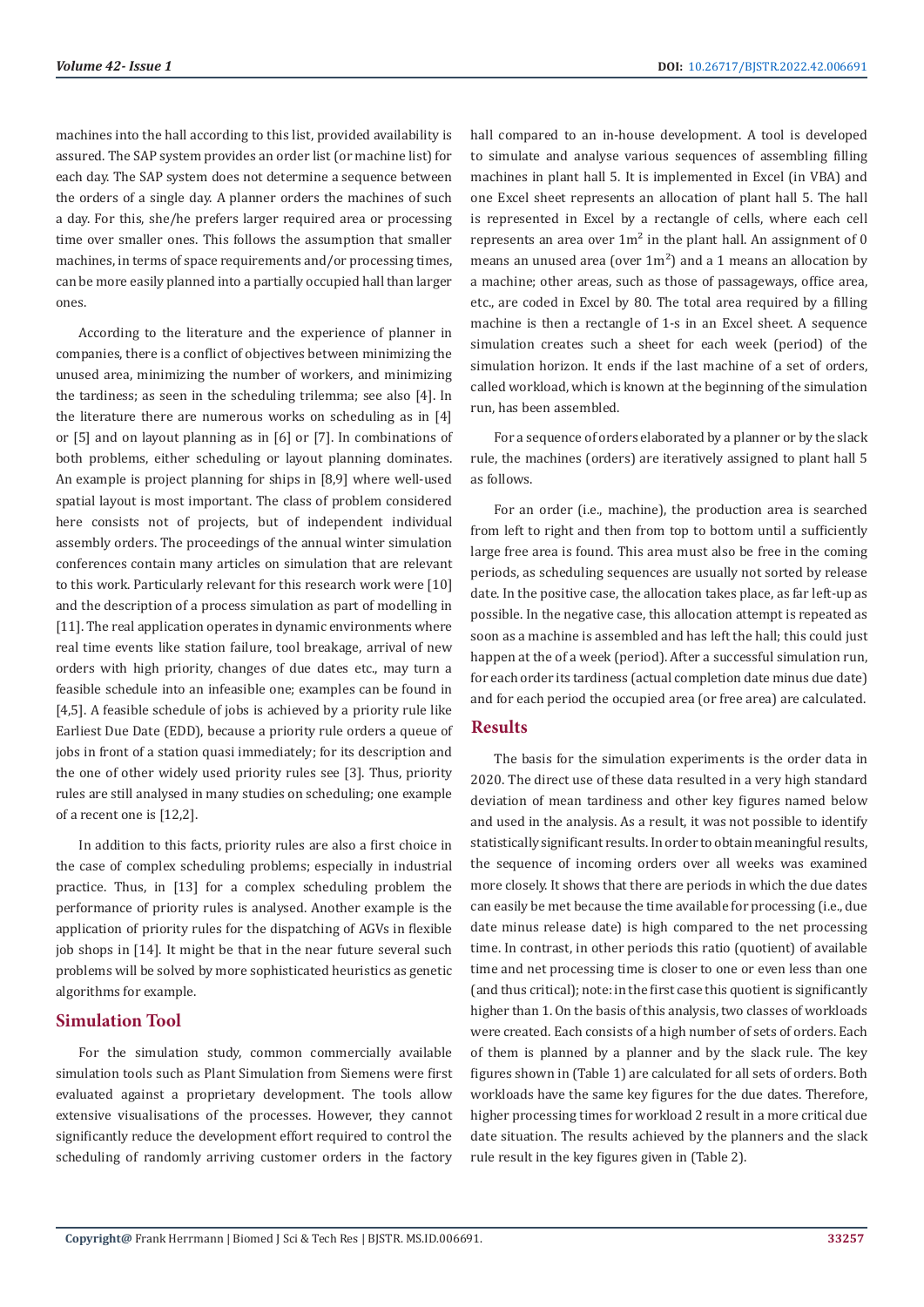machines into the hall according to this list, provided availability is assured. The SAP system provides an order list (or machine list) for each day. The SAP system does not determine a sequence between the orders of a single day. A planner orders the machines of such a day. For this, she/he prefers larger required area or processing time over smaller ones. This follows the assumption that smaller machines, in terms of space requirements and/or processing times, can be more easily planned into a partially occupied hall than larger ones.

According to the literature and the experience of planner in companies, there is a conflict of objectives between minimizing the unused area, minimizing the number of workers, and minimizing the tardiness; as seen in the scheduling trilemma; see also [4]. In the literature there are numerous works on scheduling as in [4] or [5] and on layout planning as in [6] or [7]. In combinations of both problems, either scheduling or layout planning dominates. An example is project planning for ships in [8,9] where well-used spatial layout is most important. The class of problem considered here consists not of projects, but of independent individual assembly orders. The proceedings of the annual winter simulation conferences contain many articles on simulation that are relevant to this work. Particularly relevant for this research work were [10] and the description of a process simulation as part of modelling in [11]. The real application operates in dynamic environments where real time events like station failure, tool breakage, arrival of new orders with high priority, changes of due dates etc., may turn a feasible schedule into an infeasible one; examples can be found in [4,5]. A feasible schedule of jobs is achieved by a priority rule like Earliest Due Date (EDD), because a priority rule orders a queue of jobs in front of a station quasi immediately; for its description and the one of other widely used priority rules see [3]. Thus, priority rules are still analysed in many studies on scheduling; one example of a recent one is [12,2].

In addition to this facts, priority rules are also a first choice in the case of complex scheduling problems; especially in industrial practice. Thus, in [13] for a complex scheduling problem the performance of priority rules is analysed. Another example is the application of priority rules for the dispatching of AGVs in flexible job shops in [14]. It might be that in the near future several such problems will be solved by more sophisticated heuristics as genetic algorithms for example.

## Simulation Tool

For the simulation study, common commercially available simulation tools such as Plant Simulation from Siemens were first evaluated against a proprietary development. The tools allow extensive visualisations of the processes. However, they cannot significantly reduce the development effort required to control the scheduling of randomly arriving customer orders in the factory hall compared to an in-house development. A tool is developed to simulate and analyse various sequences of assembling filling machines in plant hall 5. It is implemented in Excel (in VBA) and one Excel sheet represents an allocation of plant hall 5. The hall is represented in Excel by a rectangle of cells, where each cell represents an area over $1m^2$ in the plant hall. An assignment of 0 means an unused area (over $1m^2$) and a 1 means an allocation by a machine; other areas, such as those of passageways, office area, etc., are coded in Excel by 80. The total area required by a filling machine is then a rectangle of 1-s in an Excel sheet. A sequence simulation creates such a sheet for each week (period) of the simulation horizon. It ends if the last machine of a set of orders, called workload, which is known at the beginning of the simulation run, has been assembled.

For a sequence of orders elaborated by a planner or by the slack rule, the machines (orders) are iteratively assigned to plant hall 5 as follows.

For an order (i.e., machine), the production area is searched from left to right and then from top to bottom until a sufficiently large free area is found. This area must also be free in the coming periods, as scheduling sequences are usually not sorted by release date. In the positive case, the allocation takes place, as far left-up as possible. In the negative case, this allocation attempt is repeated as soon as a machine is assembled and has left the hall; this could just happen at the of a week (period). After a successful simulation run, for each order its tardiness (actual completion date minus due date) and for each period the occupied area (or free area) are calculated.

## Results

The basis for the simulation experiments is the order data in 2020. The direct use of these data resulted in a very high standard deviation of mean tardiness and other key figures named below and used in the analysis. As a result, it was not possible to identify statistically significant results. In order to obtain meaningful results, the sequence of incoming orders over all weeks was examined more closely. It shows that there are periods in which the due dates can easily be met because the time available for processing (i.e., due date minus release date) is high compared to the net processing time. In contrast, in other periods this ratio (quotient) of available time and net processing time is closer to one or even less than one (and thus critical); note: in the first case this quotient is significantly higher than 1. On the basis of this analysis, two classes of workloads were created. Each consists of a high number of sets of orders. Each of them is planned by a planner and by the slack rule. The key figures shown in (Table 1) are calculated for all sets of orders. Both workloads have the same key figures for the due dates. Therefore, higher processing times for workload 2 result in a more critical due date situation. The results achieved by the planners and the slack rule result in the key figures given in (Table 2).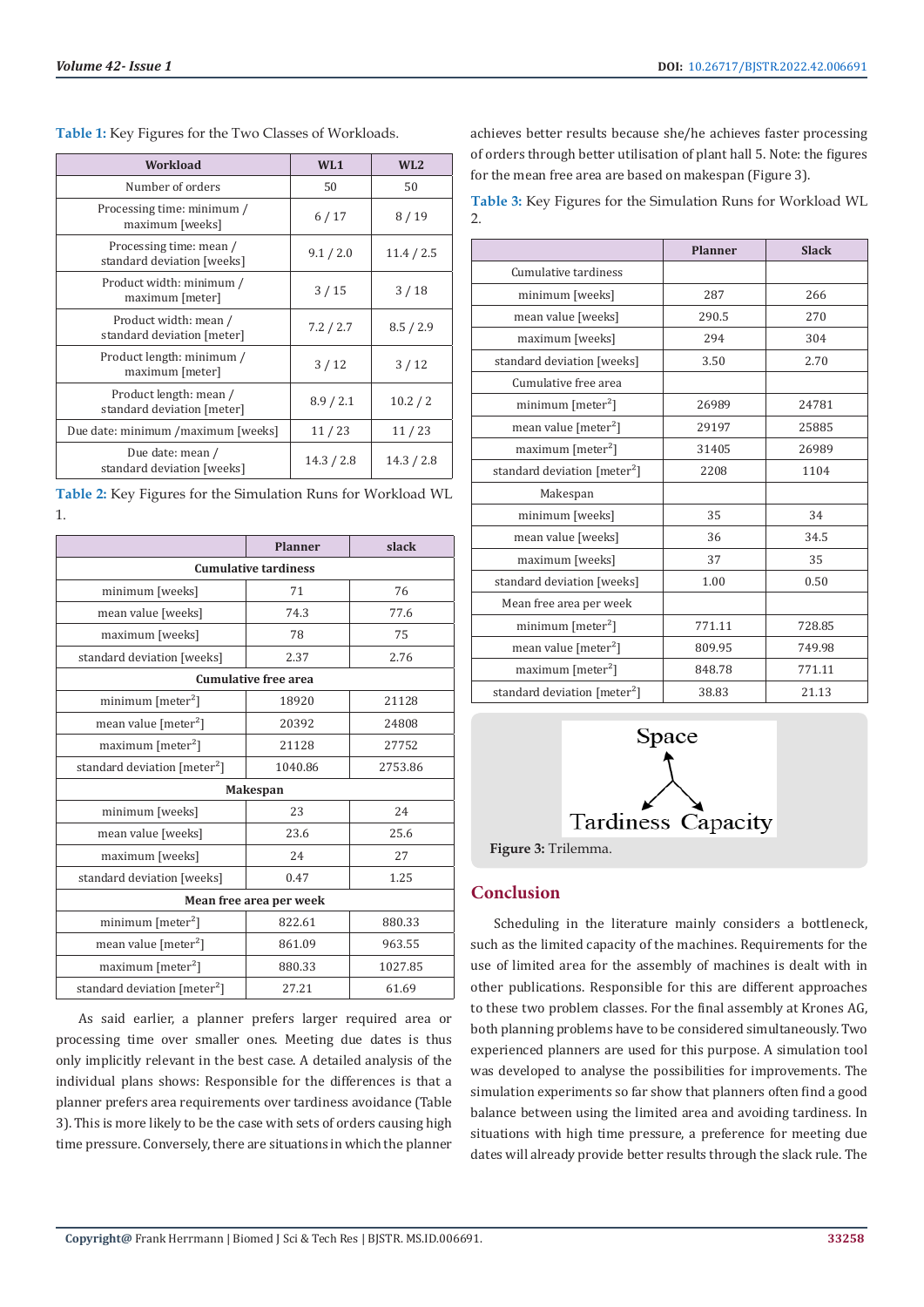**Table 1:** Key Figures for the Two Classes of Workloads.

| Workload | WL1 | WL2 |
|---|---|---|
| Number of orders | 50 | 50 |
| Processing time: minimum / maximum [weeks] | 6 / 17 | 8 / 19 |
| Processing time: mean / standard deviation [weeks] | 9.1 / 2.0 | 11.4 / 2.5 |
| Product width: minimum / maximum [meter] | 3 / 15 | 3 / 18 |
| Product width: mean / standard deviation [meter] | 7.2 / 2.7 | 8.5 / 2.9 |
| Product length: minimum / maximum [meter] | 3 / 12 | 3 / 12 |
| Product length: mean / standard deviation [meter] | 8.9 / 2.1 | 10.2 / 2 |
| Due date: minimum /maximum [weeks] | 11 / 23 | 11 / 23 |
| Due date: mean / standard deviation [weeks] | 14.3 / 2.8 | 14.3 / 2.8 |

**Table 2:** Key Figures for the Simulation Runs for Workload WL 1.

| | Planner | slack |
|---|---|---|
| **Cumulative tardiness** | | |
| minimum [weeks] | 71 | 76 |
| mean value [weeks] | 74.3 | 77.6 |
| maximum [weeks] | 78 | 75 |
| standard deviation [weeks] | 2.37 | 2.76 |
| **Cumulative free area** | | |
| minimum [meter$^2$] | 18920 | 21128 |
| mean value [meter$^2$] | 20392 | 24808 |
| maximum [meter$^2$] | 21128 | 27752 |
| standard deviation [meter$^2$] | 1040.86 | 2753.86 |
| **Makespan** | | |
| minimum [weeks] | 23 | 24 |
| mean value [weeks] | 23.6 | 25.6 |
| maximum [weeks] | 24 | 27 |
| standard deviation [weeks] | 0.47 | 1.25 |
| **Mean free area per week** | | |
| minimum [meter$^2$] | 822.61 | 880.33 |
| mean value [meter$^2$] | 861.09 | 963.55 |
| maximum [meter$^2$] | 880.33 | 1027.85 |
| standard deviation [meter$^2$] | 27.21 | 61.69 |

As said earlier, a planner prefers larger required area or processing time over smaller ones. Meeting due dates is thus only implicitly relevant in the best case. A detailed analysis of the individual plans shows: Responsible for the differences is that a planner prefers area requirements over tardiness avoidance (Table 3). This is more likely to be the case with sets of orders causing high time pressure. Conversely, there are situations in which the planner achieves better results because she/he achieves faster processing of orders through better utilisation of plant hall 5. Note: the figures for the mean free area are based on makespan (Figure 3).

**Table 3:** Key Figures for the Simulation Runs for Workload WL 2.

| | Planner | Slack |
|---|---|---|
| Cumulative tardiness | | |
| minimum [weeks] | 287 | 266 |
| mean value [weeks] | 290.5 | 270 |
| maximum [weeks] | 294 | 304 |
| standard deviation [weeks] | 3.50 | 2.70 |
| Cumulative free area | | |
| minimum [meter$^2$] | 26989 | 24781 |
| mean value [meter$^2$] | 29197 | 25885 |
| maximum [meter$^2$] | 31405 | 26989 |
| standard deviation [meter$^2$] | 2208 | 1104 |
| Makespan | | |
| minimum [weeks] | 35 | 34 |
| mean value [weeks] | 36 | 34.5 |
| maximum [weeks] | 37 | 35 |
| standard deviation [weeks] | 1.00 | 0.50 |
| Mean free area per week | | |
| minimum [meter$^2$] | 771.11 | 728.85 |
| mean value [meter$^2$] | 809.95 | 749.98 |
| maximum [meter$^2$] | 848.78 | 771.11 |
| standard deviation [meter$^2$] | 38.83 | 21.13 |

**Figure 3:** Trilemma.

## Conclusion

Scheduling in the literature mainly considers a bottleneck, such as the limited capacity of the machines. Requirements for the use of limited area for the assembly of machines is dealt with in other publications. Responsible for this are different approaches to these two problem classes. For the final assembly at Krones AG, both planning problems have to be considered simultaneously. Two experienced planners are used for this purpose. A simulation tool was developed to analyse the possibilities for improvements. The simulation experiments so far show that planners often find a good balance between using the limited area and avoiding tardiness. In situations with high time pressure, a preference for meeting due dates will already provide better results through the slack rule. The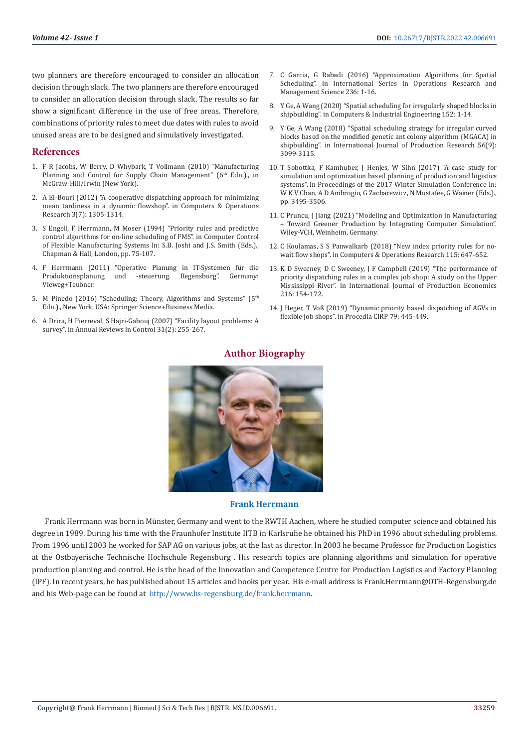two planners are therefore encouraged to consider an allocation decision through slack. The two planners are therefore encouraged to consider an allocation decision through slack. The results so far show a significant difference in the use of free areas. Therefore, combinations of priority rules to meet due dates with rules to avoid unused areas are to be designed and simulatively investigated.

## References

1. F R Jacobs, W Berry, D Whybark, T Vollmann (2010) "Manufacturing Planning and Control for Supply Chain Management" (6th Edn.)., in McGraw-Hill/Irwin (New York).
2. A El-Bouri (2012) "A cooperative dispatching approach for minimizing mean tardiness in a dynamic flowshop". in Computers & Operations Research 3(7): 1305-1314.
3. S Engell, F Herrmann, M Moser (1994) "Priority rules and predictive control algorithms for on-line scheduling of FMS". in Computer Control of Flexible Manufacturing Systems In: S.B. Joshi and J.S. Smith (Eds.)., Chapman & Hall, London, pp. 75-107.
4. F Herrmann (2011) "Operative Planung in IT-Systemen für die Produktionsplanung und -steuerung. Regensburg". Germany: Vieweg+Teubner.
5. M Pinedo (2016) "Scheduling: Theory, Algorithms and Systems" (5th Edn.)., New York, USA: Springer Science+Business Media.
6. A Drira, H Pierreval, S Hajri-Gabouj (2007) "Facility layout problems: A survey". in Annual Reviews in Control 31(2): 255-267.
7. C Garcia, G Rabadi (2016) "Approximation Algorithms for Spatial Scheduling". in International Series in Operations Research and Management Science 236: 1-16.
8. Y Ge, A Wang (2020) "Spatial scheduling for irregularly shaped blocks in shipbuilding". in Computers & Industrial Engineering 152: 1-14.
9. Y Ge, A Wang (2018) "Spatial scheduling strategy for irregular curved blocks based on the modified genetic ant colony algorithm (MGACA) in shipbuilding". in International Journal of Production Research 56(9): 3099-3115.
10. T Sobottka, F Kamhuber, J Henjes, W Sihn (2017) "A case study for simulation and optimization based planning of production and logistics systems". in Proceedings of the 2017 Winter Simulation Conference In: W K V Chan, A D Ambrogio, G Zacharewicz, N Mustafee, G Wainer (Eds.)., pp. 3495-3506.
11. C Pruncu, J Jiang (2021) "Modeling and Optimization in Manufacturing – Toward Greener Production by Integrating Computer Simulation". Wiley-VCH, Weinheim, Germany.
12. C Koulamas, S S Panwalkarb (2018) "New index priority rules for no-wait flow shops". in Computers & Operations Research 115: 647-652.
13. K D Sweeney, D C Sweeney, J F Campbell (2019) "The performance of priority dispatching rules in a complex job shop: A study on the Upper Mississippi River". in International Journal of Production Economics 216: 154-172.
14. J Heger, T Voß (2019) "Dynamic priority based dispatching of AGVs in flexible job shops". in Procedia CIRP 79: 445-449.

## Author Biography

**Frank Herrmann**

Frank Herrmann was born in Münster, Germany and went to the RWTH Aachen, where he studied computer science and obtained his degree in 1989. During his time with the Fraunhofer Institute IITB in Karlsruhe he obtained his PhD in 1996 about scheduling problems. From 1996 until 2003 he worked for SAP AG on various jobs, at the last as director. In 2003 he became Professor for Production Logistics at the Ostbayerische Technische Hochschule Regensburg . His research topics are planning algorithms and simulation for operative production planning and control. He is the head of the Innovation and Competence Centre for Production Logistics and Factory Planning (IPF). In recent years, he has published about 15 articles and books per year. His e-mail address is Frank.Herrmann@OTH-Regensburg.de and his Web-page can be found at http://www.hs-regensburg.de/frank.herrmann.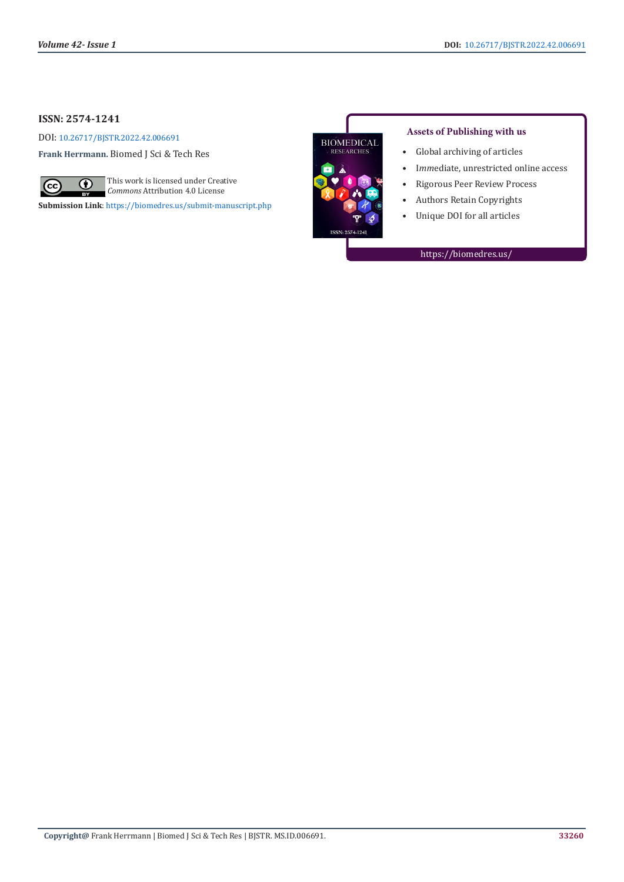**ISSN: 2574-1241**

DOI: 10.26717/BJSTR.2022.42.006691

**Frank Herrmann.** Biomed J Sci & Tech Res

This work is licensed under Creative *Commons* Attribution 4.0 License

**Submission Link**: https://biomedres.us/submit-manuscript.php

BIOMEDICAL RESEARCHES

ISSN: 2574-1241

**Assets of Publishing with us**

- Global archiving of articles
- Immediate, unrestricted online access
- Rigorous Peer Review Process
- Authors Retain Copyrights
- Unique DOI for all articles

https://biomedres.us/